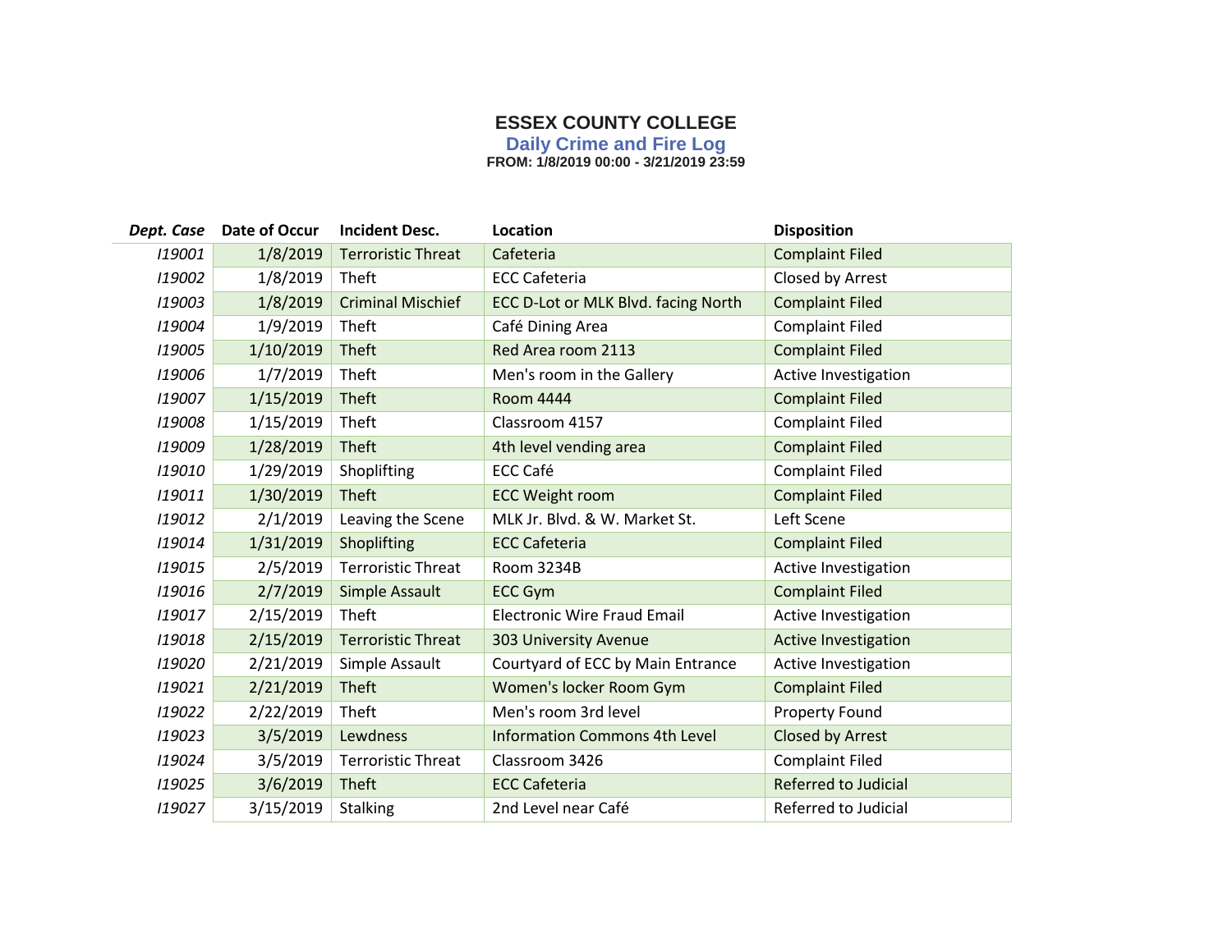# ESSEX COUNTY COLLEGE

## Daily Crime and Fire Log

**FROM: 1/8/2019 00:00 - 3/21/2019 23:59**

| *Dept. Case* | Date of Occur | Incident Desc. | Location | Disposition |
|---|---|---|---|---|
| *I19001* | 1/8/2019 | Terroristic Threat | Cafeteria | Complaint Filed |
| *I19002* | 1/8/2019 | Theft | ECC Cafeteria | Closed by Arrest |
| *I19003* | 1/8/2019 | Criminal Mischief | ECC D-Lot or MLK Blvd. facing North | Complaint Filed |
| *I19004* | 1/9/2019 | Theft | Café Dining Area | Complaint Filed |
| *I19005* | 1/10/2019 | Theft | Red Area room 2113 | Complaint Filed |
| *I19006* | 1/7/2019 | Theft | Men's room in the Gallery | Active Investigation |
| *I19007* | 1/15/2019 | Theft | Room 4444 | Complaint Filed |
| *I19008* | 1/15/2019 | Theft | Classroom 4157 | Complaint Filed |
| *I19009* | 1/28/2019 | Theft | 4th level vending area | Complaint Filed |
| *I19010* | 1/29/2019 | Shoplifting | ECC Café | Complaint Filed |
| *I19011* | 1/30/2019 | Theft | ECC Weight room | Complaint Filed |
| *I19012* | 2/1/2019 | Leaving the Scene | MLK Jr. Blvd. & W. Market St. | Left Scene |
| *I19014* | 1/31/2019 | Shoplifting | ECC Cafeteria | Complaint Filed |
| *I19015* | 2/5/2019 | Terroristic Threat | Room 3234B | Active Investigation |
| *I19016* | 2/7/2019 | Simple Assault | ECC Gym | Complaint Filed |
| *I19017* | 2/15/2019 | Theft | Electronic Wire Fraud Email | Active Investigation |
| *I19018* | 2/15/2019 | Terroristic Threat | 303 University Avenue | Active Investigation |
| *I19020* | 2/21/2019 | Simple Assault | Courtyard of ECC by Main Entrance | Active Investigation |
| *I19021* | 2/21/2019 | Theft | Women's locker Room Gym | Complaint Filed |
| *I19022* | 2/22/2019 | Theft | Men's room 3rd level | Property Found |
| *I19023* | 3/5/2019 | Lewdness | Information Commons 4th Level | Closed by Arrest |
| *I19024* | 3/5/2019 | Terroristic Threat | Classroom 3426 | Complaint Filed |
| *I19025* | 3/6/2019 | Theft | ECC Cafeteria | Referred to Judicial |
| *I19027* | 3/15/2019 | Stalking | 2nd Level near Café | Referred to Judicial |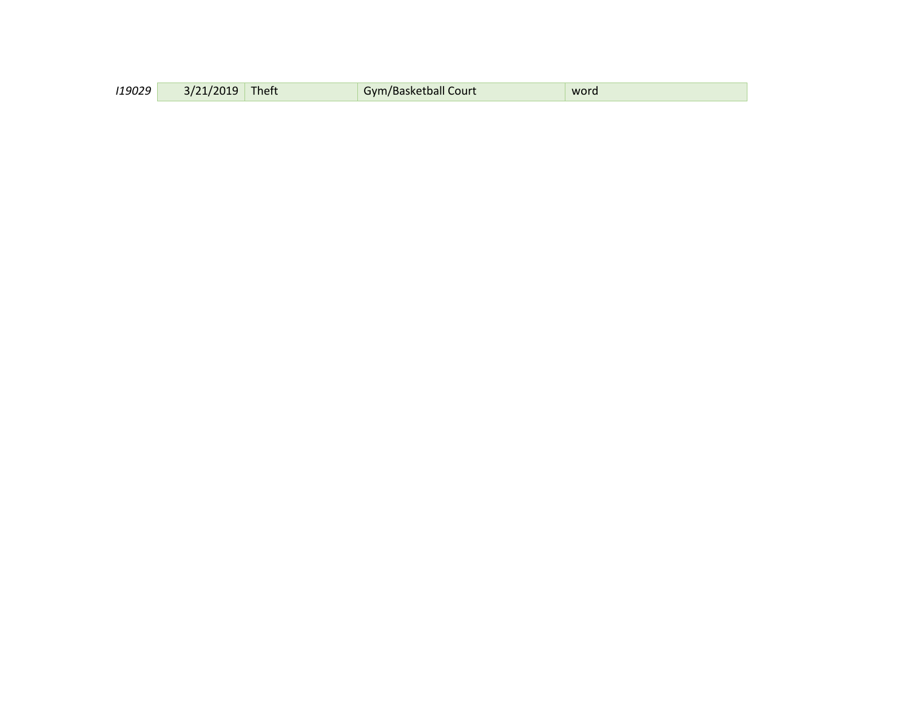| | | | | |
|---|---|---|---|---|
| *I19029* | 3/21/2019 | Theft | Gym/Basketball Court | word |